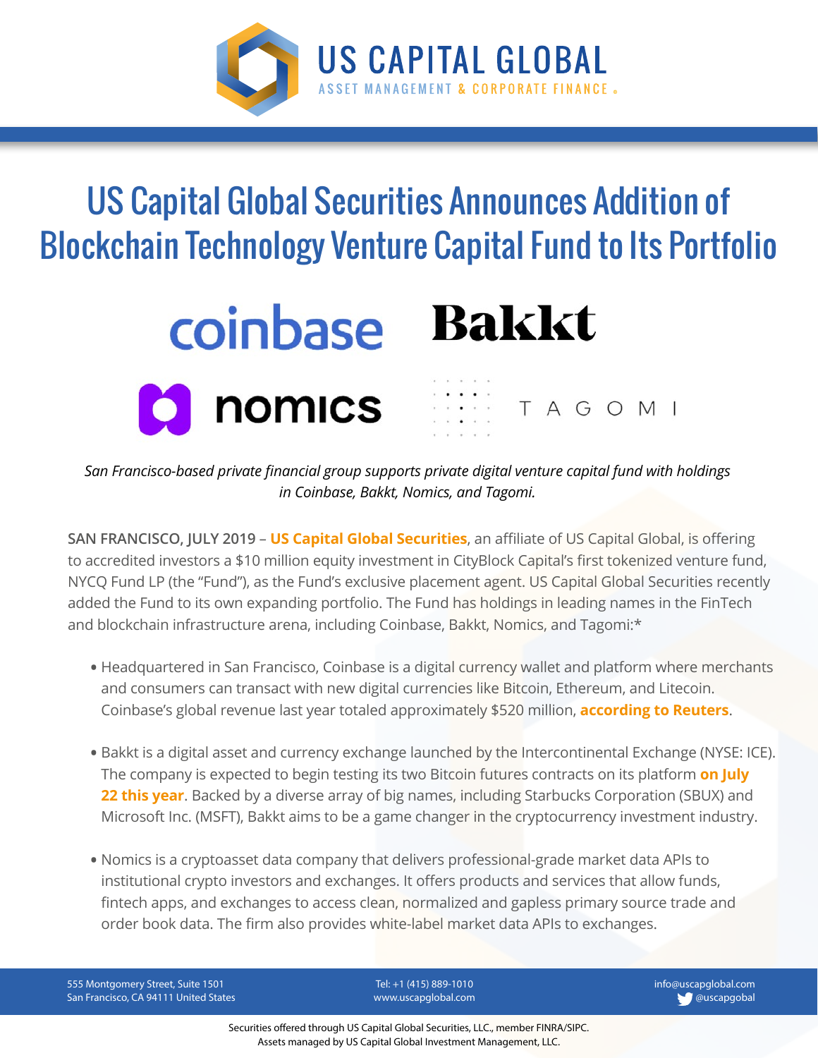# US Capital Global Securities Announces Addition of Blockchain Technology Venture Capital Fund to Its Portfolio

*San Francisco-based private financial group supports private digital venture capital fund with holdings in Coinbase, Bakkt, Nomics, and Tagomi.*

**SAN FRANCISCO, JULY 2019 –** **US Capital Global Securities**, an affiliate of US Capital Global, is offering to accredited investors a $10 million equity investment in CityBlock Capital's first tokenized venture fund, NYCQ Fund LP (the "Fund"), as the Fund's exclusive placement agent. US Capital Global Securities recently added the Fund to its own expanding portfolio. The Fund has holdings in leading names in the FinTech and blockchain infrastructure arena, including Coinbase, Bakkt, Nomics, and Tagomi:*

- Headquartered in San Francisco, Coinbase is a digital currency wallet and platform where merchants and consumers can transact with new digital currencies like Bitcoin, Ethereum, and Litecoin. Coinbase's global revenue last year totaled approximately $520 million, **according to Reuters**.

- Bakkt is a digital asset and currency exchange launched by the Intercontinental Exchange (NYSE: ICE). The company is expected to begin testing its two Bitcoin futures contracts on its platform **on July 22 this year**. Backed by a diverse array of big names, including Starbucks Corporation (SBUX) and Microsoft Inc. (MSFT), Bakkt aims to be a game changer in the cryptocurrency investment industry.

- Nomics is a cryptoasset data company that delivers professional-grade market data APIs to institutional crypto investors and exchanges. It offers products and services that allow funds, fintech apps, and exchanges to access clean, normalized and gapless primary source trade and order book data. The firm also provides white-label market data APIs to exchanges.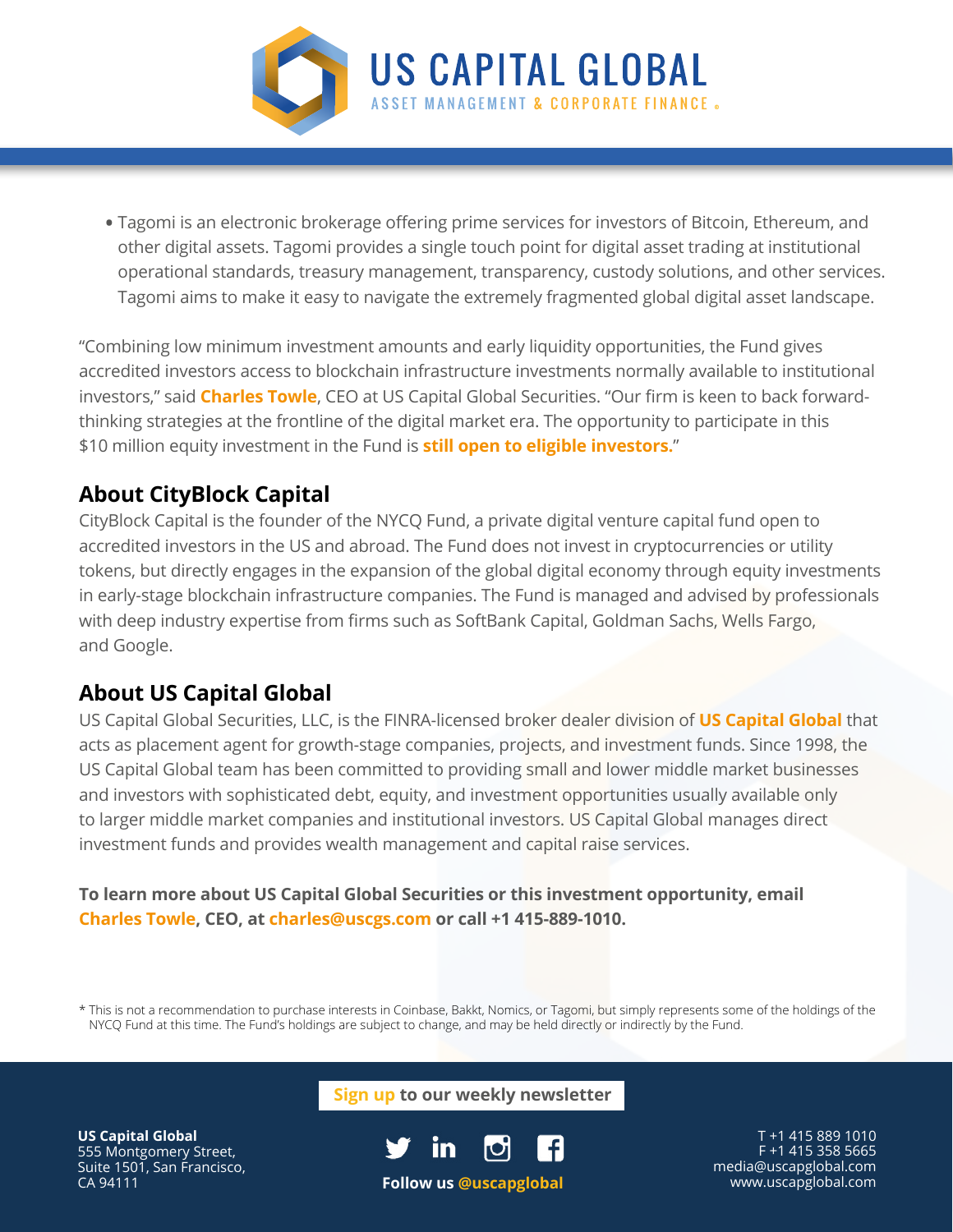- Tagomi is an electronic brokerage offering prime services for investors of Bitcoin, Ethereum, and other digital assets. Tagomi provides a single touch point for digital asset trading at institutional operational standards, treasury management, transparency, custody solutions, and other services. Tagomi aims to make it easy to navigate the extremely fragmented global digital asset landscape.

"Combining low minimum investment amounts and early liquidity opportunities, the Fund gives accredited investors access to blockchain infrastructure investments normally available to institutional investors," said **Charles Towle**, CEO at US Capital Global Securities. "Our firm is keen to back forward-thinking strategies at the frontline of the digital market era. The opportunity to participate in this $10 million equity investment in the Fund is **still open to eligible investors.**"

## About CityBlock Capital

CityBlock Capital is the founder of the NYCQ Fund, a private digital venture capital fund open to accredited investors in the US and abroad. The Fund does not invest in cryptocurrencies or utility tokens, but directly engages in the expansion of the global digital economy through equity investments in early-stage blockchain infrastructure companies. The Fund is managed and advised by professionals with deep industry expertise from firms such as SoftBank Capital, Goldman Sachs, Wells Fargo, and Google.

## About US Capital Global

US Capital Global Securities, LLC, is the FINRA-licensed broker dealer division of **US Capital Global** that acts as placement agent for growth-stage companies, projects, and investment funds. Since 1998, the US Capital Global team has been committed to providing small and lower middle market businesses and investors with sophisticated debt, equity, and investment opportunities usually available only to larger middle market companies and institutional investors. US Capital Global manages direct investment funds and provides wealth management and capital raise services.

**To learn more about US Capital Global Securities or this investment opportunity, email Charles Towle, CEO, at charles@uscgs.com or call +1 415-889-1010.**

* This is not a recommendation to purchase interests in Coinbase, Bakkt, Nomics, or Tagomi, but simply represents some of the holdings of the NYCQ Fund at this time. The Fund's holdings are subject to change, and may be held directly or indirectly by the Fund.

**Sign up to our weekly newsletter**

**US Capital Global**
555 Montgomery Street,
Suite 1501, San Francisco,
CA 94111

**Follow us @uscapglobal**

T +1 415 889 1010
F +1 415 358 5665
media@uscapglobal.com
www.uscapglobal.com